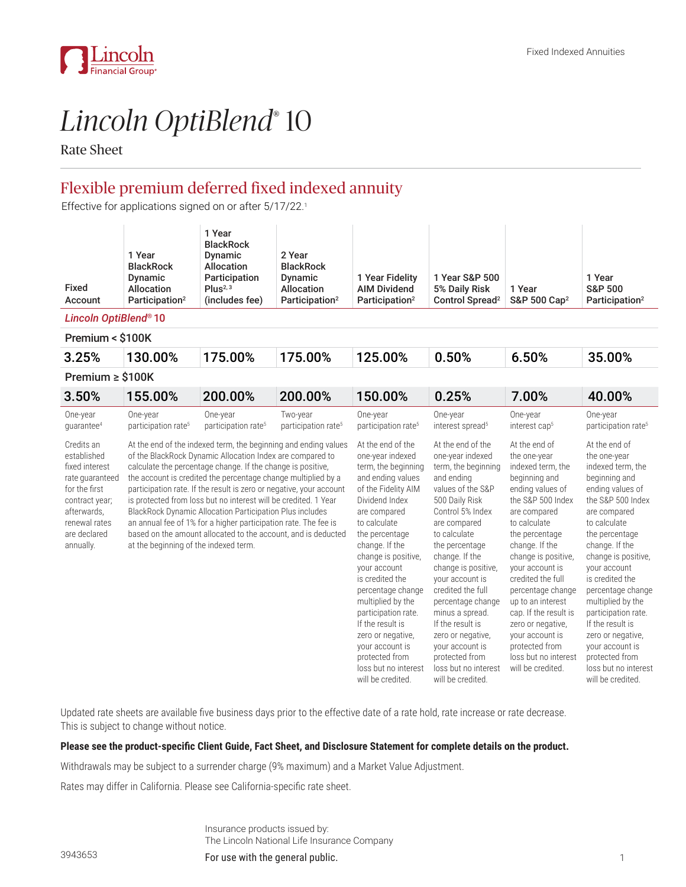Lincoln Financial Group®

Fixed Indexed Annuities

# *Lincoln OptiBlend®* 10

Rate Sheet

## Flexible premium deferred fixed indexed annuity

Effective for applications signed on or after 5/17/22.[1]

| Fixed Account | 1 Year BlackRock Dynamic Allocation Participation[2] | 1 Year BlackRock Dynamic Allocation Participation Plus[2,3] (includes fee) | 2 Year BlackRock Dynamic Allocation Participation[2] | 1 Year Fidelity AIM Dividend Participation[2] | 1 Year S&P 500 5% Daily Risk Control Spread[2] | 1 Year S&P 500 Cap[2] | 1 Year S&P 500 Participation[2] |
|---|---|---|---|---|---|---|---|
| ***Lincoln OptiBlend® 10*** | | | | | | | |
| **Premium < $100K** | | | | | | | |
| 3.25% | 130.00% | 175.00% | 175.00% | 125.00% | 0.50% | 6.50% | 35.00% |
| **Premium ≥ $100K** | | | | | | | |
| 3.50% | 155.00% | 200.00% | 200.00% | 150.00% | 0.25% | 7.00% | 40.00% |
| One-year guarantee[4] | One-year participation rate[5] | One-year participation rate[5] | Two-year participation rate[5] | One-year participation rate[5] | One-year interest spread[5] | One-year interest cap[5] | One-year participation rate[5] |
| Credits an established fixed interest rate guaranteed for the first contract year; afterwards, renewal rates are declared annually. | At the end of the indexed term, the beginning and ending values of the BlackRock Dynamic Allocation Index are compared to calculate the percentage change. If the change is positive, the account is credited the percentage change multiplied by a participation rate. If the result is zero or negative, your account is protected from loss but no interest will be credited. 1 Year BlackRock Dynamic Allocation Participation Plus includes an annual fee of 1% for a higher participation rate. The fee is based on the amount allocated to the account, and is deducted at the beginning of the indexed term. | | | At the end of the one-year indexed term, the beginning and ending values of the Fidelity AIM Dividend Index are compared to calculate the percentage change. If the change is positive, your account is credited the percentage change multiplied by the participation rate. If the result is zero or negative, your account is protected from loss but no interest will be credited. | At the end of the one-year indexed term, the beginning and ending values of the S&P 500 Daily Risk Control 5% Index are compared to calculate the percentage change. If the change is positive, your account is credited the full percentage change minus a spread. If the result is zero or negative, your account is protected from loss but no interest will be credited. | At the end of the one-year indexed term, the beginning and ending values of the S&P 500 Index are compared to calculate the percentage change. If the change is positive, your account is credited the full percentage change up to an interest cap. If the result is zero or negative, your account is protected from loss but no interest will be credited. | At the end of the one-year indexed term, the beginning and ending values of the S&P 500 Index are compared to calculate the percentage change. If the change is positive, your account is credited the percentage change multiplied by the participation rate. If the result is zero or negative, your account is protected from loss but no interest will be credited. |

Updated rate sheets are available five business days prior to the effective date of a rate hold, rate increase or rate decrease. This is subject to change without notice.

**Please see the product-specific Client Guide, Fact Sheet, and Disclosure Statement for complete details on the product.**

Withdrawals may be subject to a surrender charge (9% maximum) and a Market Value Adjustment.

Rates may differ in California. Please see California-specific rate sheet.

Insurance products issued by:
The Lincoln National Life Insurance Company

3943653

For use with the general public.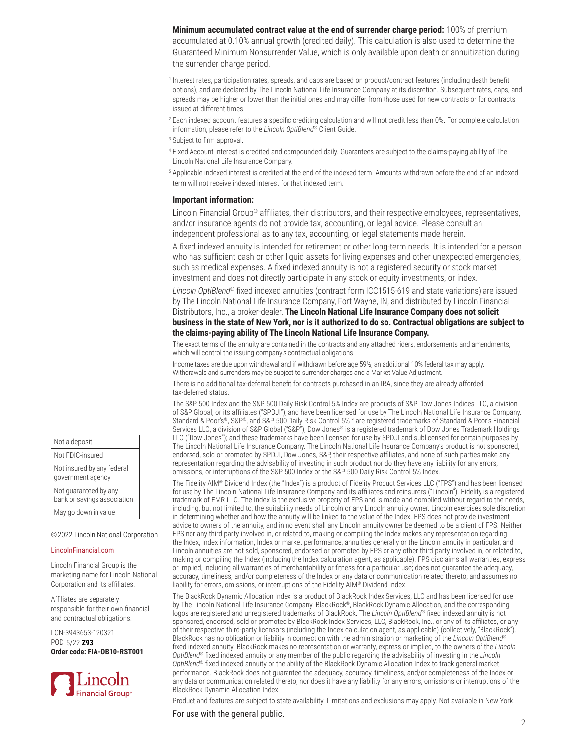**Minimum accumulated contract value at the end of surrender charge period:** 100% of premium accumulated at 0.10% annual growth (credited daily). This calculation is also used to determine the Guaranteed Minimum Nonsurrender Value, which is only available upon death or annuitization during the surrender charge period.

[1] Interest rates, participation rates, spreads, and caps are based on product/contract features (including death benefit options), and are declared by The Lincoln National Life Insurance Company at its discretion. Subsequent rates, caps, and spreads may be higher or lower than the initial ones and may differ from those used for new contracts or for contracts issued at different times.

[2] Each indexed account features a specific crediting calculation and will not credit less than 0%. For complete calculation information, please refer to the *Lincoln OptiBlend*® Client Guide.

[3] Subject to firm approval.

[4] Fixed Account interest is credited and compounded daily. Guarantees are subject to the claims-paying ability of The Lincoln National Life Insurance Company.

[5] Applicable indexed interest is credited at the end of the indexed term. Amounts withdrawn before the end of an indexed term will not receive indexed interest for that indexed term.

**Important information:**

Lincoln Financial Group® affiliates, their distributors, and their respective employees, representatives, and/or insurance agents do not provide tax, accounting, or legal advice. Please consult an independent professional as to any tax, accounting, or legal statements made herein.

A fixed indexed annuity is intended for retirement or other long-term needs. It is intended for a person who has sufficient cash or other liquid assets for living expenses and other unexpected emergencies, such as medical expenses. A fixed indexed annuity is not a registered security or stock market investment and does not directly participate in any stock or equity investments, or index.

*Lincoln OptiBlend*® fixed indexed annuities (contract form ICC1515-619 and state variations) are issued by The Lincoln National Life Insurance Company, Fort Wayne, IN, and distributed by Lincoln Financial Distributors, Inc., a broker-dealer. **The Lincoln National Life Insurance Company does not solicit business in the state of New York, nor is it authorized to do so. Contractual obligations are subject to the claims-paying ability of The Lincoln National Life Insurance Company.**

The exact terms of the annuity are contained in the contracts and any attached riders, endorsements and amendments, which will control the issuing company's contractual obligations.

Income taxes are due upon withdrawal and if withdrawn before age 59½, an additional 10% federal tax may apply. Withdrawals and surrenders may be subject to surrender charges and a Market Value Adjustment.

There is no additional tax-deferral benefit for contracts purchased in an IRA, since they are already afforded tax-deferred status.

The S&P 500 Index and the S&P 500 Daily Risk Control 5% Index are products of S&P Dow Jones Indices LLC, a division of S&P Global, or its affiliates ("SPDJI"), and have been licensed for use by The Lincoln National Life Insurance Company. Standard & Poor's®, S&P®, and S&P 500 Daily Risk Control 5%™ are registered trademarks of Standard & Poor's Financial Services LLC, a division of S&P Global ("S&P"); Dow Jones® is a registered trademark of Dow Jones Trademark Holdings LLC ("Dow Jones"); and these trademarks have been licensed for use by SPDJI and sublicensed for certain purposes by The Lincoln National Life Insurance Company. The Lincoln National Life Insurance Company's product is not sponsored, endorsed, sold or promoted by SPDJI, Dow Jones, S&P, their respective affiliates, and none of such parties make any representation regarding the advisability of investing in such product nor do they have any liability for any errors, omissions, or interruptions of the S&P 500 Index or the S&P 500 Daily Risk Control 5% Index.

The Fidelity AIM® Dividend Index (the "Index") is a product of Fidelity Product Services LLC ("FPS") and has been licensed for use by The Lincoln National Life Insurance Company and its affiliates and reinsurers ("Lincoln"). Fidelity is a registered trademark of FMR LLC. The Index is the exclusive property of FPS and is made and compiled without regard to the needs, including, but not limited to, the suitability needs of Lincoln or any Lincoln annuity owner. Lincoln exercises sole discretion in determining whether and how the annuity will be linked to the value of the Index. FPS does not provide investment advice to owners of the annuity, and in no event shall any Lincoln annuity owner be deemed to be a client of FPS. Neither FPS nor any third party involved in, or related to, making or compiling the Index makes any representation regarding the Index, Index information, Index or market performance, annuities generally or the Lincoln annuity in particular, and Lincoln annuities are not sold, sponsored, endorsed or promoted by FPS or any other third party involved in, or related to, making or compiling the Index (including the Index calculation agent, as applicable). FPS disclaims all warranties, express or implied, including all warranties of merchantability or fitness for a particular use; does not guarantee the adequacy, accuracy, timeliness, and/or completeness of the Index or any data or communication related thereto; and assumes no liability for errors, omissions, or interruptions of the Fidelity AIM® Dividend Index.

The BlackRock Dynamic Allocation Index is a product of BlackRock Index Services, LLC and has been licensed for use by The Lincoln National Life Insurance Company. BlackRock®, BlackRock Dynamic Allocation, and the corresponding logos are registered and unregistered trademarks of BlackRock. The *Lincoln OptiBlend*® fixed indexed annuity is not sponsored, endorsed, sold or promoted by BlackRock Index Services, LLC, BlackRock, Inc., or any of its affiliates, or any of their respective third-party licensors (including the Index calculation agent, as applicable) (collectively, "BlackRock"). BlackRock has no obligation or liability in connection with the administration or marketing of the *Lincoln OptiBlend*® fixed indexed annuity. BlackRock makes no representation or warranty, express or implied, to the owners of the *Lincoln OptiBlend*® fixed indexed annuity or any member of the public regarding the advisability of investing in the *Lincoln OptiBlend*® fixed indexed annuity or the ability of the BlackRock Dynamic Allocation Index to track general market performance. BlackRock does not guarantee the adequacy, accuracy, timeliness, and/or completeness of the Index or any data or communication related thereto, nor does it have any liability for any errors, omissions or interruptions of the BlackRock Dynamic Allocation Index.

Product and features are subject to state availability. Limitations and exclusions may apply. Not available in New York.

For use with the general public.

| |
|---|
| Not a deposit |
| Not FDIC-insured |
| Not insured by any federal government agency |
| Not guaranteed by any bank or savings association |
| May go down in value |

©2022 Lincoln National Corporation

LincolnFinancial.com

Lincoln Financial Group is the marketing name for Lincoln National Corporation and its affiliates.

Affiliates are separately responsible for their own financial and contractual obligations.

LCN-3943653-120321
POD 5/22 **Z93**
**Order code: FIA-OB10-RST001**

Lincoln Financial Group®